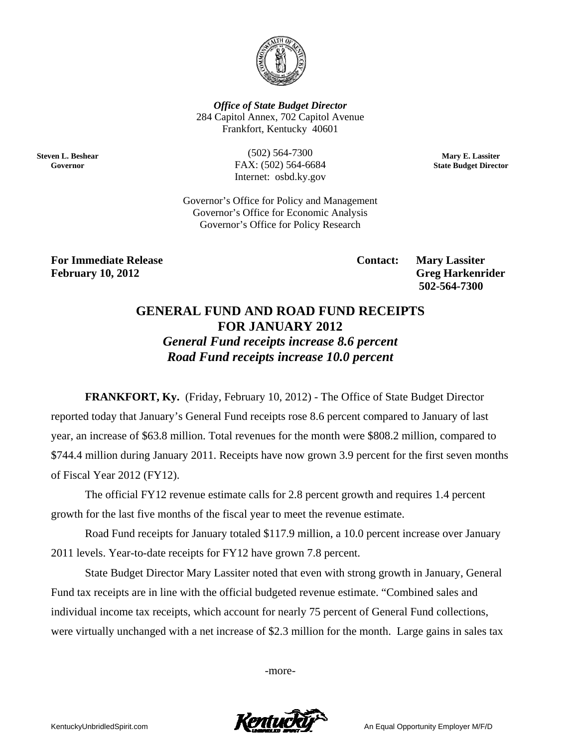*Office of State Budget Director*
284 Capitol Annex, 702 Capitol Avenue
Frankfort, Kentucky 40601

**Steven L. Beshear**
**Governor**

(502) 564-7300
FAX: (502) 564-6684
Internet: osbd.ky.gov

**Mary E. Lassiter**
**State Budget Director**

Governor's Office for Policy and Management
Governor's Office for Economic Analysis
Governor's Office for Policy Research

**For Immediate Release**
**February 10, 2012**

**Contact: Mary Lassiter**
**Greg Harkenrider**
**502-564-7300**

# GENERAL FUND AND ROAD FUND RECEIPTS FOR JANUARY 2012

### *General Fund receipts increase 8.6 percent*
### *Road Fund receipts increase 10.0 percent*

**FRANKFORT, Ky.** (Friday, February 10, 2012) - The Office of State Budget Director reported today that January's General Fund receipts rose 8.6 percent compared to January of last year, an increase of $63.8 million. Total revenues for the month were $808.2 million, compared to $744.4 million during January 2011. Receipts have now grown 3.9 percent for the first seven months of Fiscal Year 2012 (FY12).

The official FY12 revenue estimate calls for 2.8 percent growth and requires 1.4 percent growth for the last five months of the fiscal year to meet the revenue estimate.

Road Fund receipts for January totaled $117.9 million, a 10.0 percent increase over January 2011 levels. Year-to-date receipts for FY12 have grown 7.8 percent.

State Budget Director Mary Lassiter noted that even with strong growth in January, General Fund tax receipts are in line with the official budgeted revenue estimate. "Combined sales and individual income tax receipts, which account for nearly 75 percent of General Fund collections, were virtually unchanged with a net increase of $2.3 million for the month. Large gains in sales tax

-more-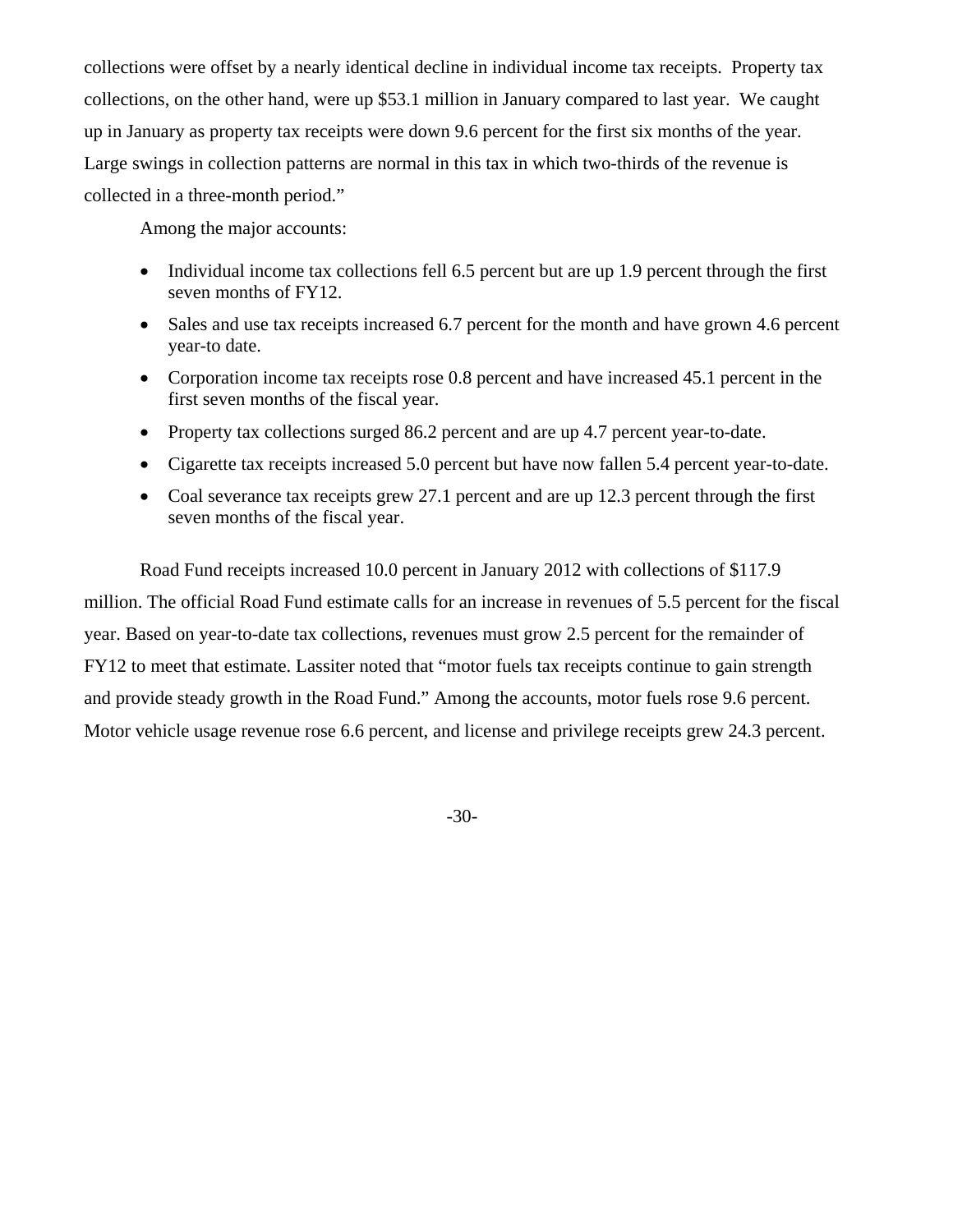collections were offset by a nearly identical decline in individual income tax receipts. Property tax collections, on the other hand, were up $53.1 million in January compared to last year. We caught up in January as property tax receipts were down 9.6 percent for the first six months of the year. Large swings in collection patterns are normal in this tax in which two-thirds of the revenue is collected in a three-month period."

Among the major accounts:

- Individual income tax collections fell 6.5 percent but are up 1.9 percent through the first seven months of FY12.
- Sales and use tax receipts increased 6.7 percent for the month and have grown 4.6 percent year-to date.
- Corporation income tax receipts rose 0.8 percent and have increased 45.1 percent in the first seven months of the fiscal year.
- Property tax collections surged 86.2 percent and are up 4.7 percent year-to-date.
- Cigarette tax receipts increased 5.0 percent but have now fallen 5.4 percent year-to-date.
- Coal severance tax receipts grew 27.1 percent and are up 12.3 percent through the first seven months of the fiscal year.

Road Fund receipts increased 10.0 percent in January 2012 with collections of $117.9 million. The official Road Fund estimate calls for an increase in revenues of 5.5 percent for the fiscal year. Based on year-to-date tax collections, revenues must grow 2.5 percent for the remainder of FY12 to meet that estimate. Lassiter noted that "motor fuels tax receipts continue to gain strength and provide steady growth in the Road Fund." Among the accounts, motor fuels rose 9.6 percent. Motor vehicle usage revenue rose 6.6 percent, and license and privilege receipts grew 24.3 percent.

-30-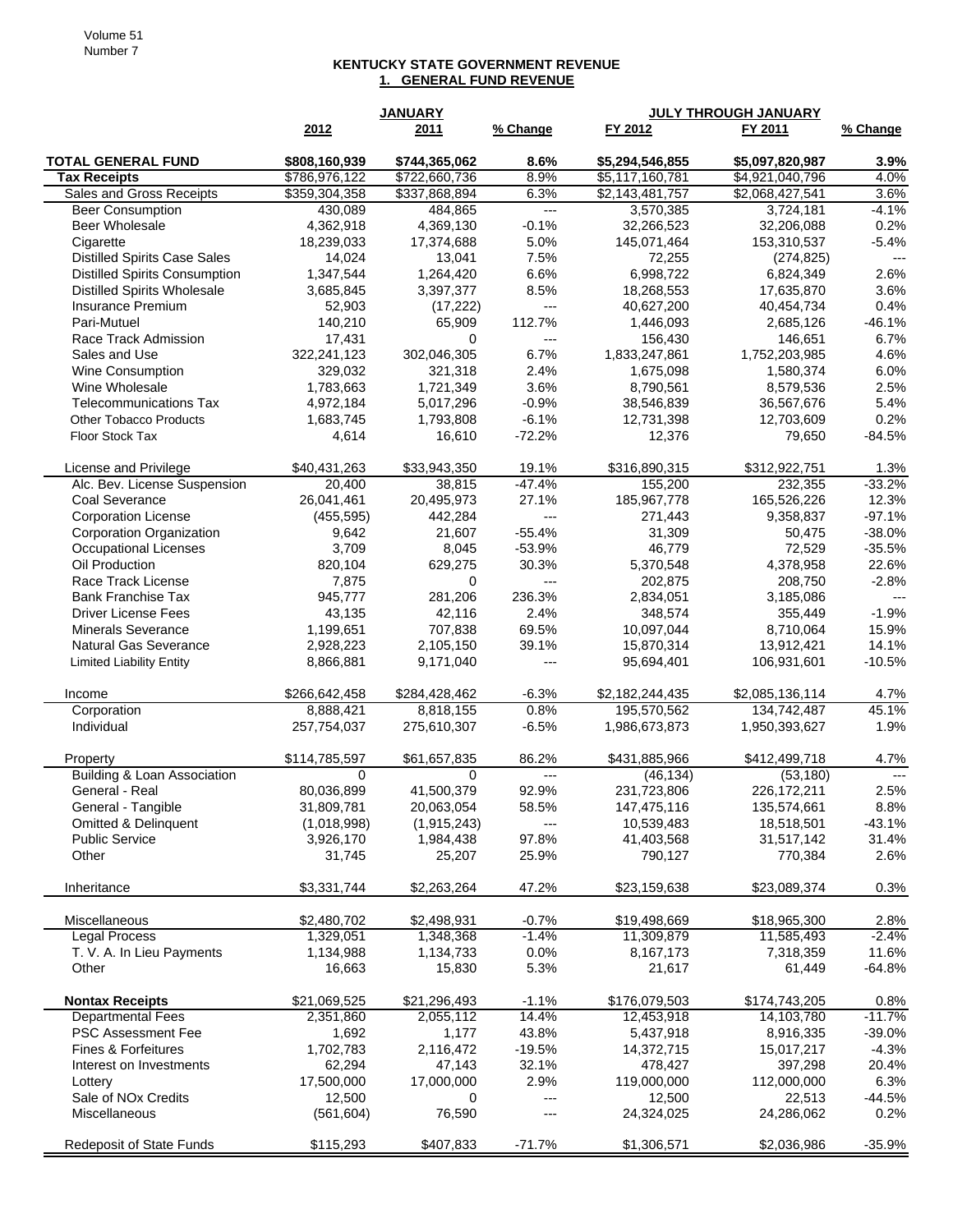## KENTUCKY STATE GOVERNMENT REVENUE

### 1. GENERAL FUND REVENUE

| | JANUARY | | | JULY THROUGH JANUARY | | |
|---|---|---|---|---|---|---|
| | 2012 | 2011 | % Change | FY 2012 | FY 2011 | % Change |
| **TOTAL GENERAL FUND** | **$808,160,939** | **$744,365,062** | **8.6%** | **$5,294,546,855** | **$5,097,820,987** | **3.9%** |
| **Tax Receipts** | $786,976,122 | $722,660,736 | 8.9% | $5,117,160,781 | $4,921,040,796 | 4.0% |
| Sales and Gross Receipts | $359,304,358 | $337,868,894 | 6.3% | $2,143,481,757 | $2,068,427,541 | 3.6% |
| Beer Consumption | 430,089 | 484,865 | --- | 3,570,385 | 3,724,181 | -4.1% |
| Beer Wholesale | 4,362,918 | 4,369,130 | -0.1% | 32,266,523 | 32,206,088 | 0.2% |
| Cigarette | 18,239,033 | 17,374,688 | 5.0% | 145,071,464 | 153,310,537 | -5.4% |
| Distilled Spirits Case Sales | 14,024 | 13,041 | 7.5% | 72,255 | (274,825) | --- |
| Distilled Spirits Consumption | 1,347,544 | 1,264,420 | 6.6% | 6,998,722 | 6,824,349 | 2.6% |
| Distilled Spirits Wholesale | 3,685,845 | 3,397,377 | 8.5% | 18,268,553 | 17,635,870 | 3.6% |
| Insurance Premium | 52,903 | (17,222) | --- | 40,627,200 | 40,454,734 | 0.4% |
| Pari-Mutuel | 140,210 | 65,909 | 112.7% | 1,446,093 | 2,685,126 | -46.1% |
| Race Track Admission | 17,431 | 0 | --- | 156,430 | 146,651 | 6.7% |
| Sales and Use | 322,241,123 | 302,046,305 | 6.7% | 1,833,247,861 | 1,752,203,985 | 4.6% |
| Wine Consumption | 329,032 | 321,318 | 2.4% | 1,675,098 | 1,580,374 | 6.0% |
| Wine Wholesale | 1,783,663 | 1,721,349 | 3.6% | 8,790,561 | 8,579,536 | 2.5% |
| Telecommunications Tax | 4,972,184 | 5,017,296 | -0.9% | 38,546,839 | 36,567,676 | 5.4% |
| Other Tobacco Products | 1,683,745 | 1,793,808 | -6.1% | 12,731,398 | 12,703,609 | 0.2% |
| Floor Stock Tax | 4,614 | 16,610 | -72.2% | 12,376 | 79,650 | -84.5% |
| | | | | | | |
| License and Privilege | $40,431,263 | $33,943,350 | 19.1% | $316,890,315 | $312,922,751 | 1.3% |
| Alc. Bev. License Suspension | 20,400 | 38,815 | -47.4% | 155,200 | 232,355 | -33.2% |
| Coal Severance | 26,041,461 | 20,495,973 | 27.1% | 185,967,778 | 165,526,226 | 12.3% |
| Corporation License | (455,595) | 442,284 | --- | 271,443 | 9,358,837 | -97.1% |
| Corporation Organization | 9,642 | 21,607 | -55.4% | 31,309 | 50,475 | -38.0% |
| Occupational Licenses | 3,709 | 8,045 | -53.9% | 46,779 | 72,529 | -35.5% |
| Oil Production | 820,104 | 629,275 | 30.3% | 5,370,548 | 4,378,958 | 22.6% |
| Race Track License | 7,875 | 0 | --- | 202,875 | 208,750 | -2.8% |
| Bank Franchise Tax | 945,777 | 281,206 | 236.3% | 2,834,051 | 3,185,086 | --- |
| Driver License Fees | 43,135 | 42,116 | 2.4% | 348,574 | 355,449 | -1.9% |
| Minerals Severance | 1,199,651 | 707,838 | 69.5% | 10,097,044 | 8,710,064 | 15.9% |
| Natural Gas Severance | 2,928,223 | 2,105,150 | 39.1% | 15,870,314 | 13,912,421 | 14.1% |
| Limited Liability Entity | 8,866,881 | 9,171,040 | --- | 95,694,401 | 106,931,601 | -10.5% |
| | | | | | | |
| Income | $266,642,458 | $284,428,462 | -6.3% | $2,182,244,435 | $2,085,136,114 | 4.7% |
| Corporation | 8,888,421 | 8,818,155 | 0.8% | 195,570,562 | 134,742,487 | 45.1% |
| Individual | 257,754,037 | 275,610,307 | -6.5% | 1,986,673,873 | 1,950,393,627 | 1.9% |
| | | | | | | |
| Property | $114,785,597 | $61,657,835 | 86.2% | $431,885,966 | $412,499,718 | 4.7% |
| Building & Loan Association | 0 | 0 | --- | (46,134) | (53,180) | --- |
| General - Real | 80,036,899 | 41,500,379 | 92.9% | 231,723,806 | 226,172,211 | 2.5% |
| General - Tangible | 31,809,781 | 20,063,054 | 58.5% | 147,475,116 | 135,574,661 | 8.8% |
| Omitted & Delinquent | (1,018,998) | (1,915,243) | --- | 10,539,483 | 18,518,501 | -43.1% |
| Public Service | 3,926,170 | 1,984,438 | 97.8% | 41,403,568 | 31,517,142 | 31.4% |
| Other | 31,745 | 25,207 | 25.9% | 790,127 | 770,384 | 2.6% |
| | | | | | | |
| Inheritance | $3,331,744 | $2,263,264 | 47.2% | $23,159,638 | $23,089,374 | 0.3% |
| | | | | | | |
| Miscellaneous | $2,480,702 | $2,498,931 | -0.7% | $19,498,669 | $18,965,300 | 2.8% |
| Legal Process | 1,329,051 | 1,348,368 | -1.4% | 11,309,879 | 11,585,493 | -2.4% |
| T. V. A. In Lieu Payments | 1,134,988 | 1,134,733 | 0.0% | 8,167,173 | 7,318,359 | 11.6% |
| Other | 16,663 | 15,830 | 5.3% | 21,617 | 61,449 | -64.8% |
| | | | | | | |
| **Nontax Receipts** | $21,069,525 | $21,296,493 | -1.1% | $176,079,503 | $174,743,205 | 0.8% |
| Departmental Fees | 2,351,860 | 2,055,112 | 14.4% | 12,453,918 | 14,103,780 | -11.7% |
| PSC Assessment Fee | 1,692 | 1,177 | 43.8% | 5,437,918 | 8,916,335 | -39.0% |
| Fines & Forfeitures | 1,702,783 | 2,116,472 | -19.5% | 14,372,715 | 15,017,217 | -4.3% |
| Interest on Investments | 62,294 | 47,143 | 32.1% | 478,427 | 397,298 | 20.4% |
| Lottery | 17,500,000 | 17,000,000 | 2.9% | 119,000,000 | 112,000,000 | 6.3% |
| Sale of NOx Credits | 12,500 | 0 | --- | 12,500 | 22,513 | -44.5% |
| Miscellaneous | (561,604) | 76,590 | --- | 24,324,025 | 24,286,062 | 0.2% |
| | | | | | | |
| Redeposit of State Funds | $115,293 | $407,833 | -71.7% | $1,306,571 | $2,036,986 | -35.9% |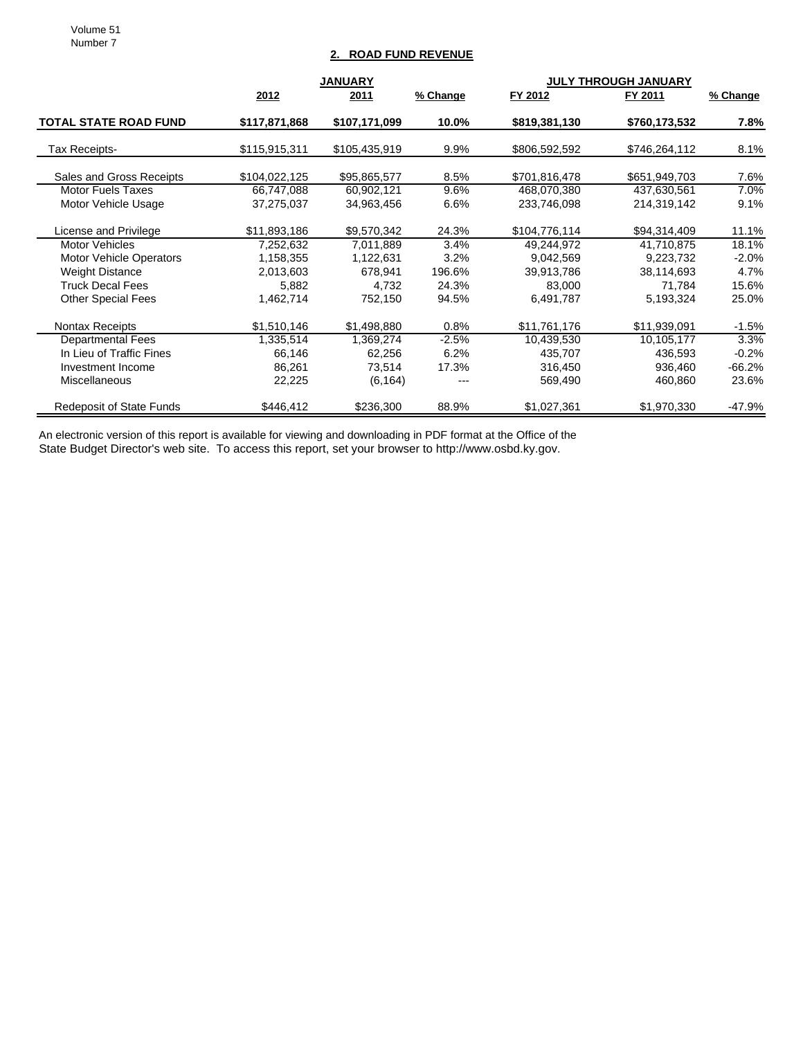## 2. ROAD FUND REVENUE

| | JANUARY | | | JULY THROUGH JANUARY | | |
|---|---|---|---|---|---|---|
| | 2012 | 2011 | % Change | FY 2012 | FY 2011 | % Change |
| **TOTAL STATE ROAD FUND** | **$117,871,868** | **$107,171,099** | **10.0%** | **$819,381,130** | **$760,173,532** | **7.8%** |
| Tax Receipts- | $115,915,311 | $105,435,919 | 9.9% | $806,592,592 | $746,264,112 | 8.1% |
| Sales and Gross Receipts | $104,022,125 | $95,865,577 | 8.5% | $701,816,478 | $651,949,703 | 7.6% |
| Motor Fuels Taxes | 66,747,088 | 60,902,121 | 9.6% | 468,070,380 | 437,630,561 | 7.0% |
| Motor Vehicle Usage | 37,275,037 | 34,963,456 | 6.6% | 233,746,098 | 214,319,142 | 9.1% |
| License and Privilege | $11,893,186 | $9,570,342 | 24.3% | $104,776,114 | $94,314,409 | 11.1% |
| Motor Vehicles | 7,252,632 | 7,011,889 | 3.4% | 49,244,972 | 41,710,875 | 18.1% |
| Motor Vehicle Operators | 1,158,355 | 1,122,631 | 3.2% | 9,042,569 | 9,223,732 | -2.0% |
| Weight Distance | 2,013,603 | 678,941 | 196.6% | 39,913,786 | 38,114,693 | 4.7% |
| Truck Decal Fees | 5,882 | 4,732 | 24.3% | 83,000 | 71,784 | 15.6% |
| Other Special Fees | 1,462,714 | 752,150 | 94.5% | 6,491,787 | 5,193,324 | 25.0% |
| Nontax Receipts | $1,510,146 | $1,498,880 | 0.8% | $11,761,176 | $11,939,091 | -1.5% |
| Departmental Fees | 1,335,514 | 1,369,274 | -2.5% | 10,439,530 | 10,105,177 | 3.3% |
| In Lieu of Traffic Fines | 66,146 | 62,256 | 6.2% | 435,707 | 436,593 | -0.2% |
| Investment Income | 86,261 | 73,514 | 17.3% | 316,450 | 936,460 | -66.2% |
| Miscellaneous | 22,225 | (6,164) | --- | 569,490 | 460,860 | 23.6% |
| Redeposit of State Funds | $446,412 | $236,300 | 88.9% | $1,027,361 | $1,970,330 | -47.9% |

An electronic version of this report is available for viewing and downloading in PDF format at the Office of the State Budget Director's web site. To access this report, set your browser to http://www.osbd.ky.gov.